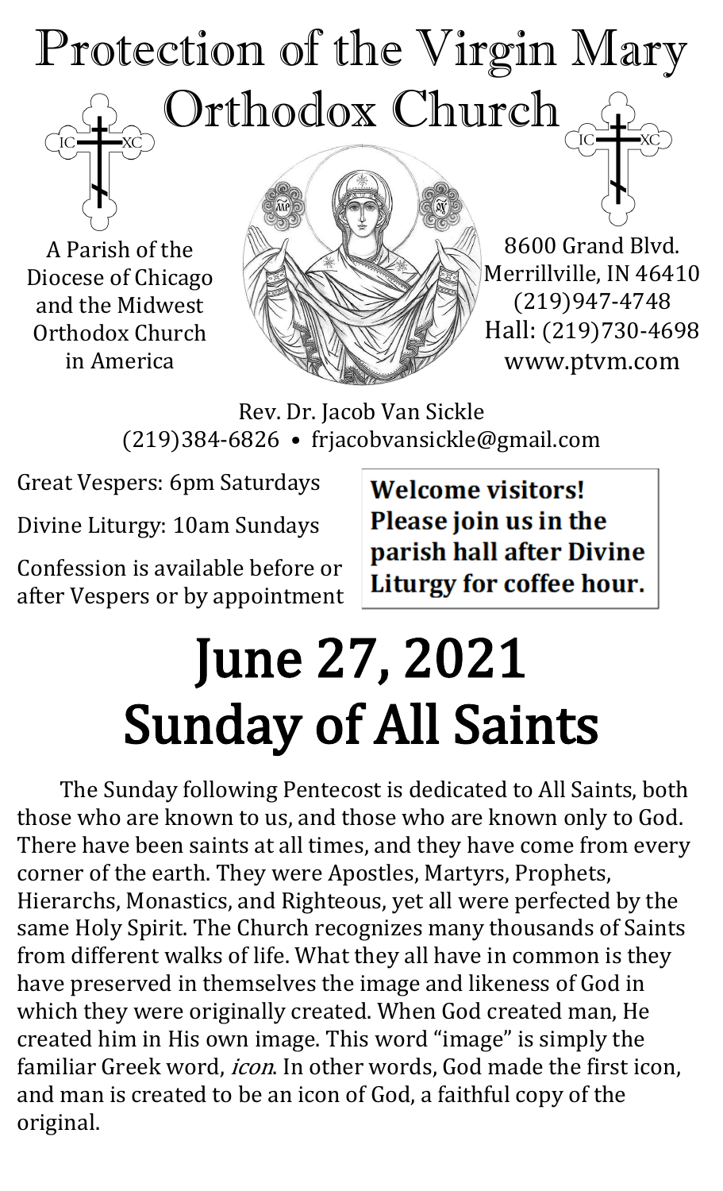# Protection of the Virgin Mary Orthodox Church

A Parish of the Diocese of Chicago and the Midwest Orthodox Church in America

8600 Grand Blvd.
Merrillville, IN 46410
(219)947-4748
Hall: (219)730-4698
www.ptvm.com

Rev. Dr. Jacob Van Sickle
(219)384-6826 • frjacobvansickle@gmail.com

Great Vespers: 6pm Saturdays

Divine Liturgy: 10am Sundays

Confession is available before or after Vespers or by appointment

**Welcome visitors! Please join us in the parish hall after Divine Liturgy for coffee hour.**

# June 27, 2021
# Sunday of All Saints

The Sunday following Pentecost is dedicated to All Saints, both those who are known to us, and those who are known only to God. There have been saints at all times, and they have come from every corner of the earth. They were Apostles, Martyrs, Prophets, Hierarchs, Monastics, and Righteous, yet all were perfected by the same Holy Spirit. The Church recognizes many thousands of Saints from different walks of life. What they all have in common is they have preserved in themselves the image and likeness of God in which they were originally created. When God created man, He created him in His own image. This word "image" is simply the familiar Greek word, *icon*. In other words, God made the first icon, and man is created to be an icon of God, a faithful copy of the original.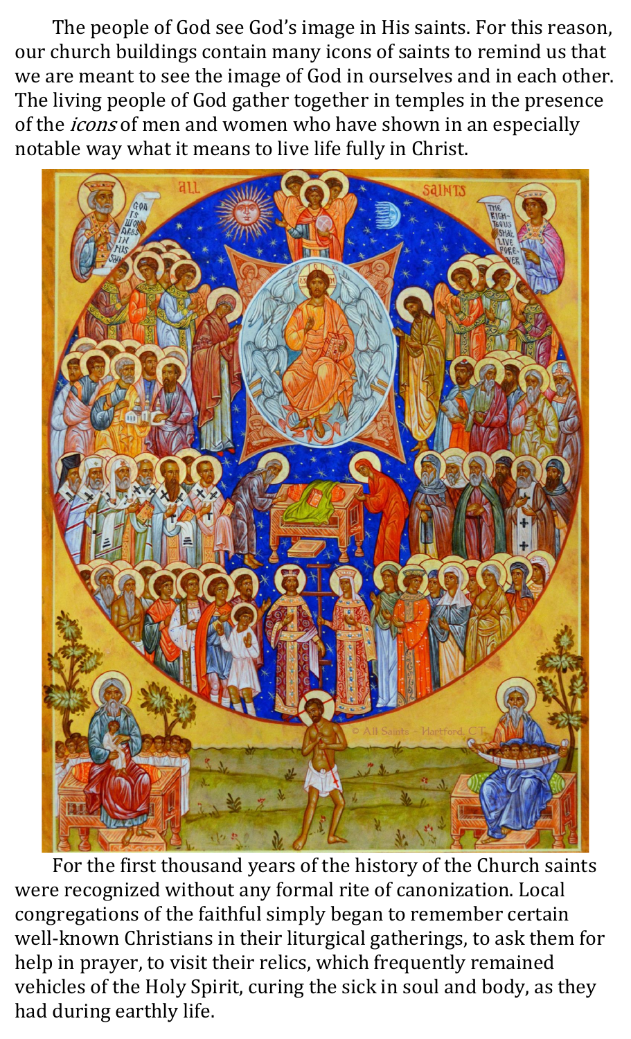The people of God see God's image in His saints. For this reason, our church buildings contain many icons of saints to remind us that we are meant to see the image of God in ourselves and in each other. The living people of God gather together in temples in the presence of the *icons* of men and women who have shown in an especially notable way what it means to live life fully in Christ.

For the first thousand years of the history of the Church saints were recognized without any formal rite of canonization. Local congregations of the faithful simply began to remember certain well-known Christians in their liturgical gatherings, to ask them for help in prayer, to visit their relics, which frequently remained vehicles of the Holy Spirit, curing the sick in soul and body, as they had during earthly life.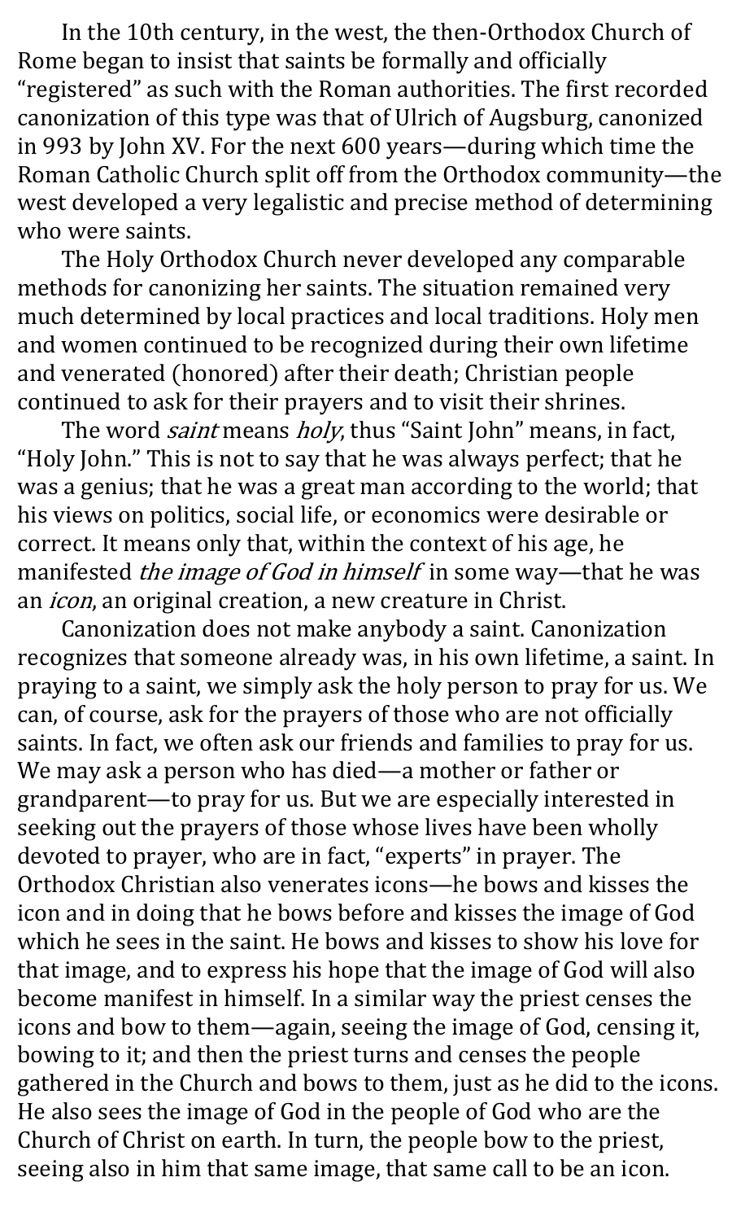In the 10th century, in the west, the then-Orthodox Church of Rome began to insist that saints be formally and officially "registered" as such with the Roman authorities. The first recorded canonization of this type was that of Ulrich of Augsburg, canonized in 993 by John XV. For the next 600 years—during which time the Roman Catholic Church split off from the Orthodox community—the west developed a very legalistic and precise method of determining who were saints.

The Holy Orthodox Church never developed any comparable methods for canonizing her saints. The situation remained very much determined by local practices and local traditions. Holy men and women continued to be recognized during their own lifetime and venerated (honored) after their death; Christian people continued to ask for their prayers and to visit their shrines.

The word *saint* means *holy*, thus "Saint John" means, in fact, "Holy John." This is not to say that he was always perfect; that he was a genius; that he was a great man according to the world; that his views on politics, social life, or economics were desirable or correct. It means only that, within the context of his age, he manifested *the image of God in himself* in some way—that he was an *icon*, an original creation, a new creature in Christ.

Canonization does not make anybody a saint. Canonization recognizes that someone already was, in his own lifetime, a saint. In praying to a saint, we simply ask the holy person to pray for us. We can, of course, ask for the prayers of those who are not officially saints. In fact, we often ask our friends and families to pray for us. We may ask a person who has died—a mother or father or grandparent—to pray for us. But we are especially interested in seeking out the prayers of those whose lives have been wholly devoted to prayer, who are in fact, "experts" in prayer. The Orthodox Christian also venerates icons—he bows and kisses the icon and in doing that he bows before and kisses the image of God which he sees in the saint. He bows and kisses to show his love for that image, and to express his hope that the image of God will also become manifest in himself. In a similar way the priest censes the icons and bow to them—again, seeing the image of God, censing it, bowing to it; and then the priest turns and censes the people gathered in the Church and bows to them, just as he did to the icons. He also sees the image of God in the people of God who are the Church of Christ on earth. In turn, the people bow to the priest, seeing also in him that same image, that same call to be an icon.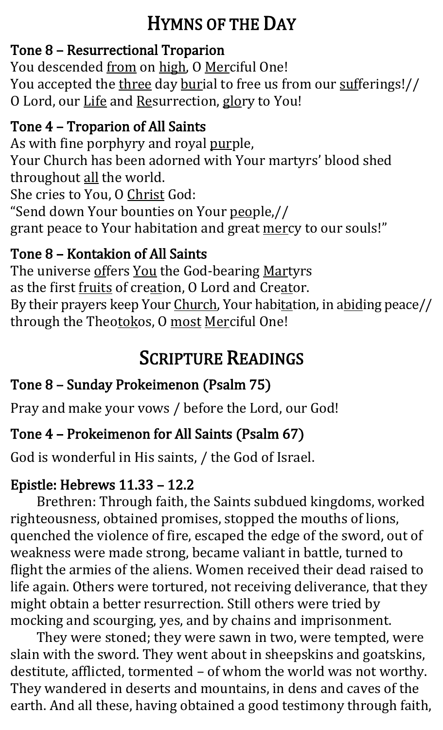# Hymns of the Day

### Tone 8 – Resurrectional Troparion

You descended from on high, O Merciful One!
You accepted the three day burial to free us from our sufferings!//
O Lord, our Life and Resurrection, glory to You!

### Tone 4 – Troparion of All Saints

As with fine porphyry and royal purple,
Your Church has been adorned with Your martyrs' blood shed throughout all the world.
She cries to You, O Christ God:
"Send down Your bounties on Your people,//
grant peace to Your habitation and great mercy to our souls!"

### Tone 8 – Kontakion of All Saints

The universe offers You the God-bearing Martyrs
as the first fruits of creation, O Lord and Creator.
By their prayers keep Your Church, Your habitation, in abiding peace//
through the Theotokos, O most Merciful One!

# Scripture Readings

### Tone 8 – Sunday Prokeimenon (Psalm 75)

Pray and make your vows / before the Lord, our God!

### Tone 4 – Prokeimenon for All Saints (Psalm 67)

God is wonderful in His saints, / the God of Israel.

### Epistle: Hebrews 11.33 – 12.2

Brethren: Through faith, the Saints subdued kingdoms, worked righteousness, obtained promises, stopped the mouths of lions, quenched the violence of fire, escaped the edge of the sword, out of weakness were made strong, became valiant in battle, turned to flight the armies of the aliens. Women received their dead raised to life again. Others were tortured, not receiving deliverance, that they might obtain a better resurrection. Still others were tried by mocking and scourging, yes, and by chains and imprisonment.

They were stoned; they were sawn in two, were tempted, were slain with the sword. They went about in sheepskins and goatskins, destitute, afflicted, tormented – of whom the world was not worthy. They wandered in deserts and mountains, in dens and caves of the earth. And all these, having obtained a good testimony through faith,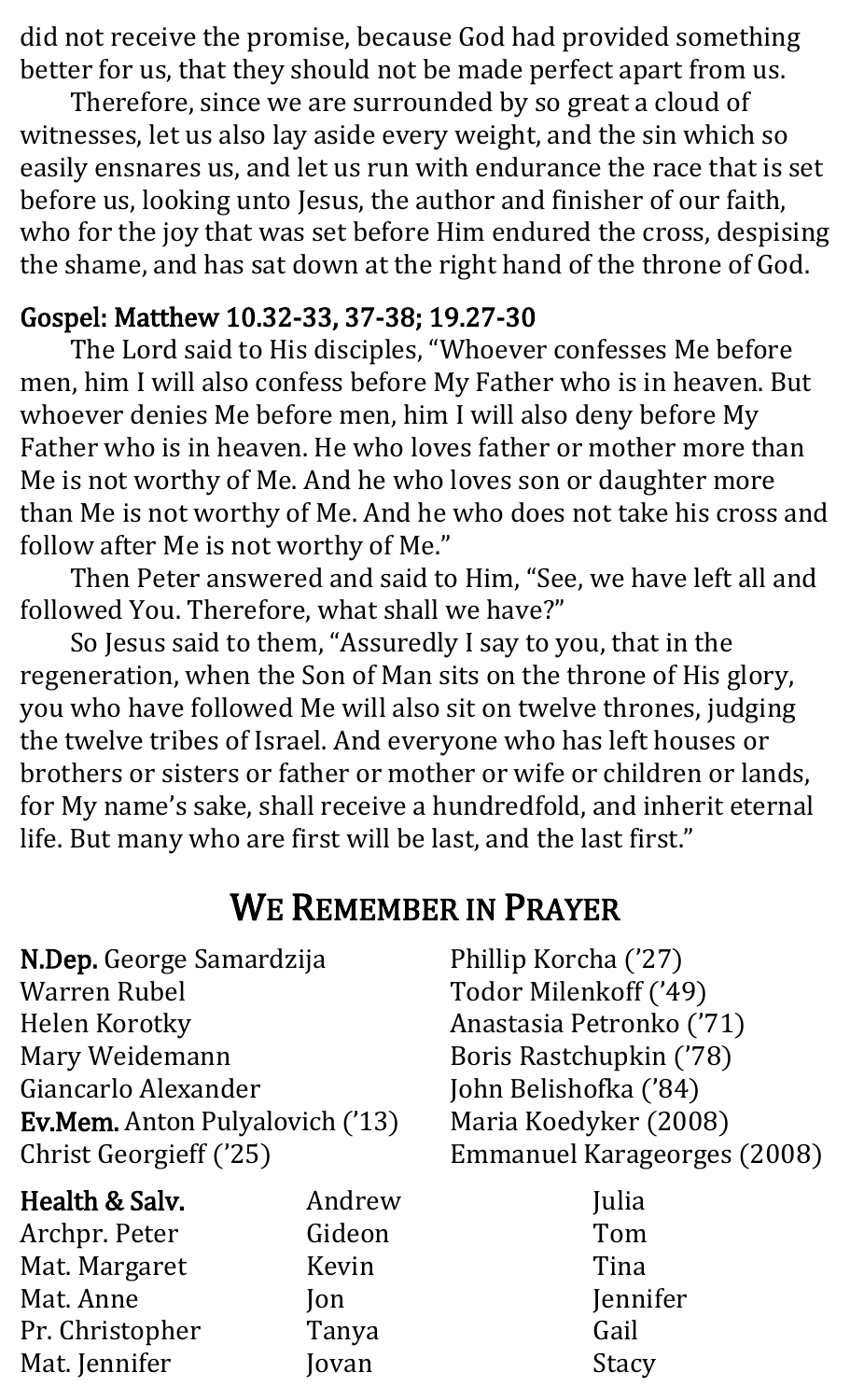did not receive the promise, because God had provided something better for us, that they should not be made perfect apart from us.

Therefore, since we are surrounded by so great a cloud of witnesses, let us also lay aside every weight, and the sin which so easily ensnares us, and let us run with endurance the race that is set before us, looking unto Jesus, the author and finisher of our faith, who for the joy that was set before Him endured the cross, despising the shame, and has sat down at the right hand of the throne of God.

### Gospel: Matthew 10.32-33, 37-38; 19.27-30

The Lord said to His disciples, "Whoever confesses Me before men, him I will also confess before My Father who is in heaven. But whoever denies Me before men, him I will also deny before My Father who is in heaven. He who loves father or mother more than Me is not worthy of Me. And he who loves son or daughter more than Me is not worthy of Me. And he who does not take his cross and follow after Me is not worthy of Me."

Then Peter answered and said to Him, "See, we have left all and followed You. Therefore, what shall we have?"

So Jesus said to them, "Assuredly I say to you, that in the regeneration, when the Son of Man sits on the throne of His glory, you who have followed Me will also sit on twelve thrones, judging the twelve tribes of Israel. And everyone who has left houses or brothers or sisters or father or mother or wife or children or lands, for My name's sake, shall receive a hundredfold, and inherit eternal life. But many who are first will be last, and the last first."

## We Remember in Prayer

**N.Dep.** George Samardzija
Warren Rubel
Helen Korotky
Mary Weidemann
Giancarlo Alexander

**Ev.Mem.** Anton Pulyalovich ('13)
Christ Georgieff ('25)
Phillip Korcha ('27)
Todor Milenkoff ('49)
Anastasia Petronko ('71)
Boris Rastchupkin ('78)
John Belishofka ('84)
Maria Koedyker (2008)
Emmanuel Karageorges (2008)

**Health & Salv.**
Archpr. Peter
Mat. Margaret
Mat. Anne
Pr. Christopher
Mat. Jennifer
Andrew
Gideon
Kevin
Jon
Tanya
Jovan
Julia
Tom
Tina
Jennifer
Gail
Stacy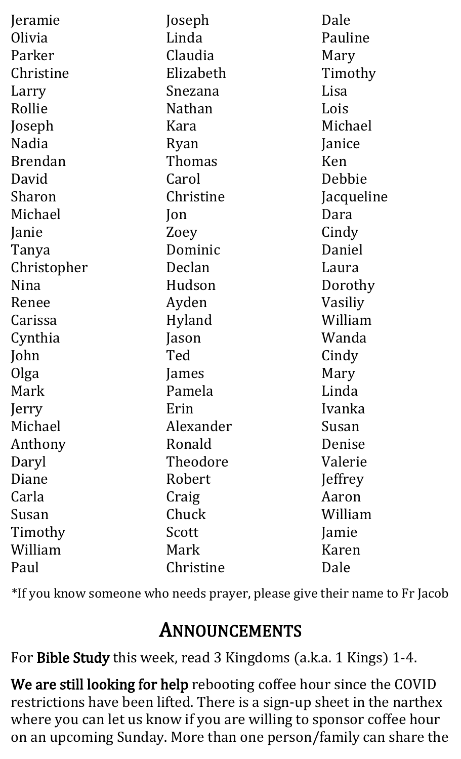Jeramie
Olivia
Parker
Christine
Larry
Rollie
Joseph
Nadia
Brendan
David
Sharon
Michael
Janie
Tanya
Christopher
Nina
Renee
Carissa
Cynthia
John
Olga
Mark
Jerry
Michael
Anthony
Daryl
Diane
Carla
Susan
Timothy
William
Paul
Joseph
Linda
Claudia
Elizabeth
Snezana
Nathan
Kara
Ryan
Thomas
Carol
Christine
Jon
Zoey
Dominic
Declan
Hudson
Ayden
Hyland
Jason
Ted
James
Pamela
Erin
Alexander
Ronald
Theodore
Robert
Craig
Chuck
Scott
Mark
Christine
Dale
Pauline
Mary
Timothy
Lisa
Lois
Michael
Janice
Ken
Debbie
Jacqueline
Dara
Cindy
Daniel
Laura
Dorothy
Vasiliy
William
Wanda
Cindy
Mary
Linda
Ivanka
Susan
Denise
Valerie
Jeffrey
Aaron
William
Jamie
Karen
Dale

*If you know someone who needs prayer, please give their name to Fr Jacob

## Announcements

For **Bible Study** this week, read 3 Kingdoms (a.k.a. 1 Kings) 1-4.

**We are still looking for help** rebooting coffee hour since the COVID restrictions have been lifted. There is a sign-up sheet in the narthex where you can let us know if you are willing to sponsor coffee hour on an upcoming Sunday. More than one person/family can share the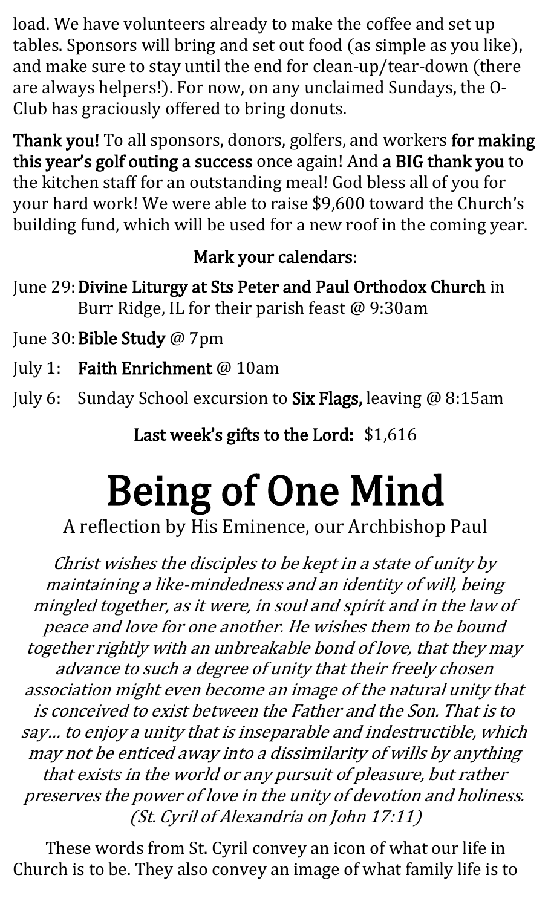load. We have volunteers already to make the coffee and set up tables. Sponsors will bring and set out food (as simple as you like), and make sure to stay until the end for clean-up/tear-down (there are always helpers!). For now, on any unclaimed Sundays, the O-Club has graciously offered to bring donuts.

**Thank you!** To all sponsors, donors, golfers, and workers **for making this year's golf outing a success** once again! And **a BIG thank you** to the kitchen staff for an outstanding meal! God bless all of you for your hard work! We were able to raise $9,600 toward the Church's building fund, which will be used for a new roof in the coming year.

**Mark your calendars:**

- June 29: **Divine Liturgy at Sts Peter and Paul Orthodox Church** in Burr Ridge, IL for their parish feast @ 9:30am
- June 30: **Bible Study** @ 7pm
- July 1: **Faith Enrichment** @ 10am
- July 6: Sunday School excursion to **Six Flags,** leaving @ 8:15am

**Last week's gifts to the Lord:** $1,616

# Being of One Mind

A reflection by His Eminence, our Archbishop Paul

*Christ wishes the disciples to be kept in a state of unity by maintaining a like-mindedness and an identity of will, being mingled together, as it were, in soul and spirit and in the law of peace and love for one another. He wishes them to be bound together rightly with an unbreakable bond of love, that they may advance to such a degree of unity that their freely chosen association might even become an image of the natural unity that is conceived to exist between the Father and the Son. That is to say… to enjoy a unity that is inseparable and indestructible, which may not be enticed away into a dissimilarity of wills by anything that exists in the world or any pursuit of pleasure, but rather preserves the power of love in the unity of devotion and holiness. (St. Cyril of Alexandria on John 17:11)*

These words from St. Cyril convey an icon of what our life in Church is to be. They also convey an image of what family life is to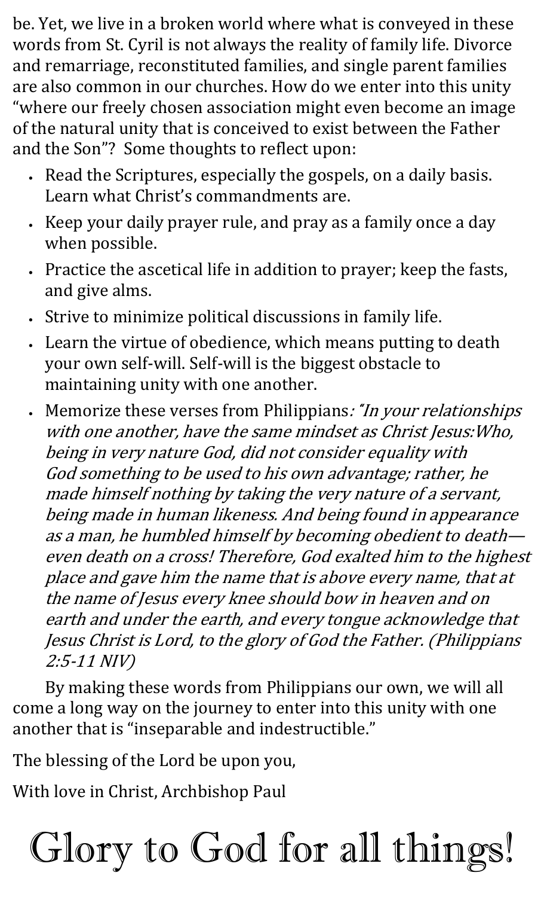be. Yet, we live in a broken world where what is conveyed in these words from St. Cyril is not always the reality of family life. Divorce and remarriage, reconstituted families, and single parent families are also common in our churches. How do we enter into this unity "where our freely chosen association might even become an image of the natural unity that is conceived to exist between the Father and the Son"? Some thoughts to reflect upon:

- Read the Scriptures, especially the gospels, on a daily basis. Learn what Christ's commandments are.
- Keep your daily prayer rule, and pray as a family once a day when possible.
- Practice the ascetical life in addition to prayer; keep the fasts, and give alms.
- Strive to minimize political discussions in family life.
- Learn the virtue of obedience, which means putting to death your own self-will. Self-will is the biggest obstacle to maintaining unity with one another.
- Memorize these verses from Philippians*: "In your relationships with one another, have the same mindset as Christ Jesus:Who, being in very nature God, did not consider equality with God something to be used to his own advantage; rather, he made himself nothing by taking the very nature of a servant, being made in human likeness. And being found in appearance as a man, he humbled himself by becoming obedient to death—even death on a cross! Therefore, God exalted him to the highest place and gave him the name that is above every name, that at the name of Jesus every knee should bow in heaven and on earth and under the earth, and every tongue acknowledge that Jesus Christ is Lord, to the glory of God the Father. (Philippians 2:5-11 NIV)*

By making these words from Philippians our own, we will all come a long way on the journey to enter into this unity with one another that is "inseparable and indestructible."

The blessing of the Lord be upon you,

With love in Christ, Archbishop Paul

# Glory to God for all things!